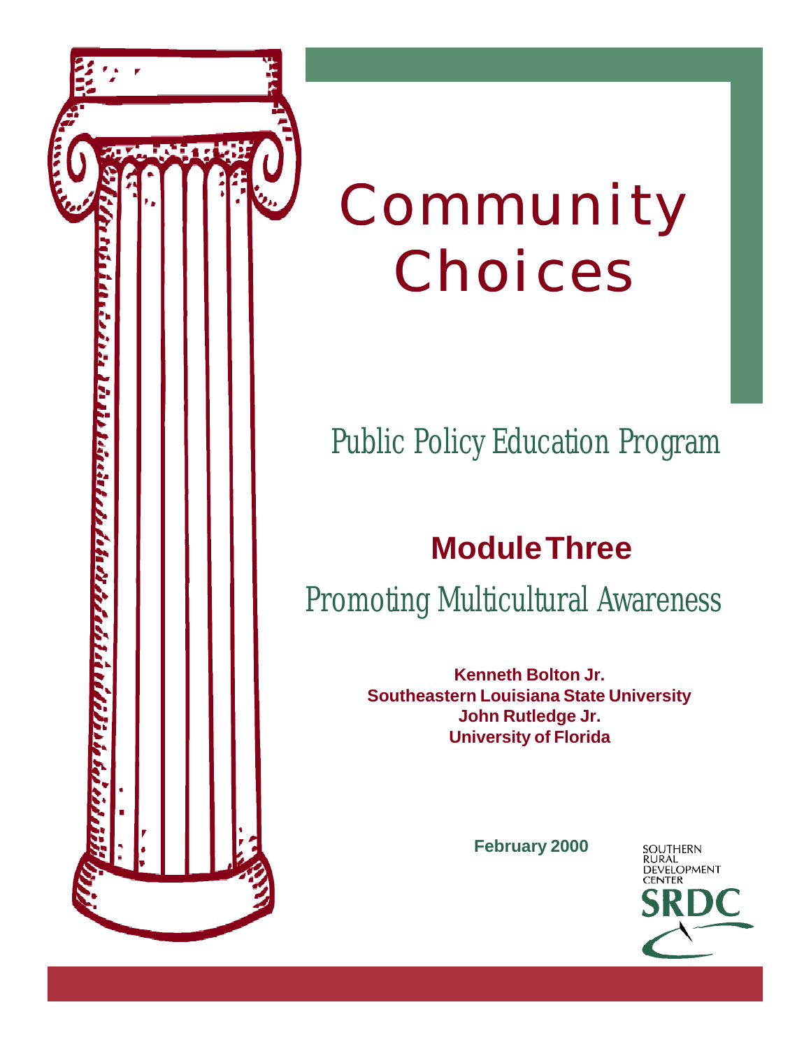# Community Choices

## Public Policy Education Program

## Module Three

## Promoting Multicultural Awareness

**Kenneth Bolton Jr.**
**Southeastern Louisiana State University**
**John Rutledge Jr.**
**University of Florida**

**February 2000**

SOUTHERN RURAL DEVELOPMENT CENTER
SRDC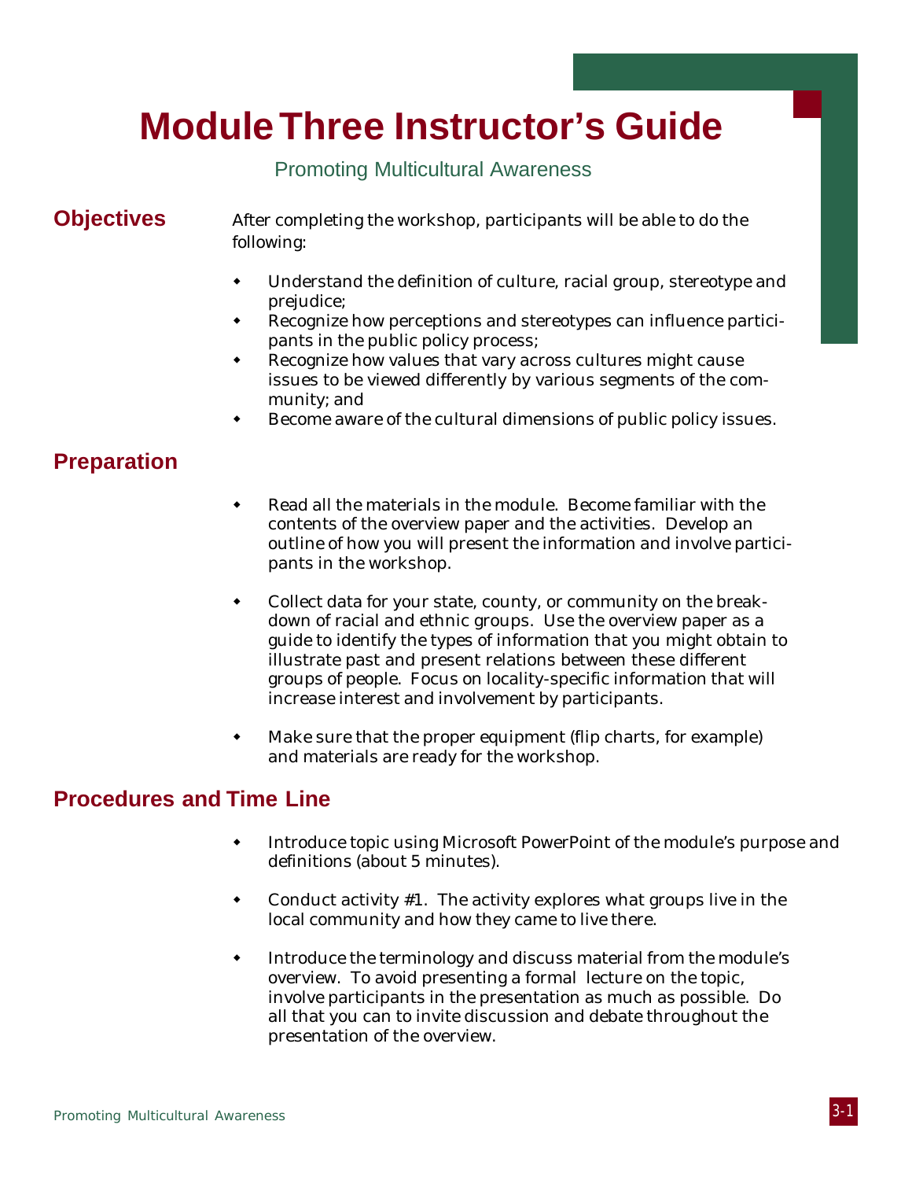# Module Three Instructor's Guide

Promoting Multicultural Awareness

## Objectives

After completing the workshop, participants will be able to do the following:

- Understand the definition of culture, racial group, stereotype and prejudice;
- Recognize how perceptions and stereotypes can influence participants in the public policy process;
- Recognize how values that vary across cultures might cause issues to be viewed differently by various segments of the community; and
- Become aware of the cultural dimensions of public policy issues.

## Preparation

- Read all the materials in the module. Become familiar with the contents of the overview paper and the activities. Develop an outline of how you will present the information and involve participants in the workshop.

- Collect data for your state, county, or community on the breakdown of racial and ethnic groups. Use the overview paper as a guide to identify the types of information that you might obtain to illustrate past and present relations between these different groups of people. Focus on locality-specific information that will increase interest and involvement by participants.

- Make sure that the proper equipment (flip charts, for example) and materials are ready for the workshop.

## Procedures and Time Line

- Introduce topic using Microsoft PowerPoint of the module's purpose and definitions (about 5 minutes).

- Conduct activity #1. The activity explores what groups live in the local community and how they came to live there.

- Introduce the terminology and discuss material from the module's overview. To avoid presenting a formal lecture on the topic, involve participants in the presentation as much as possible. Do all that you can to invite discussion and debate throughout the presentation of the overview.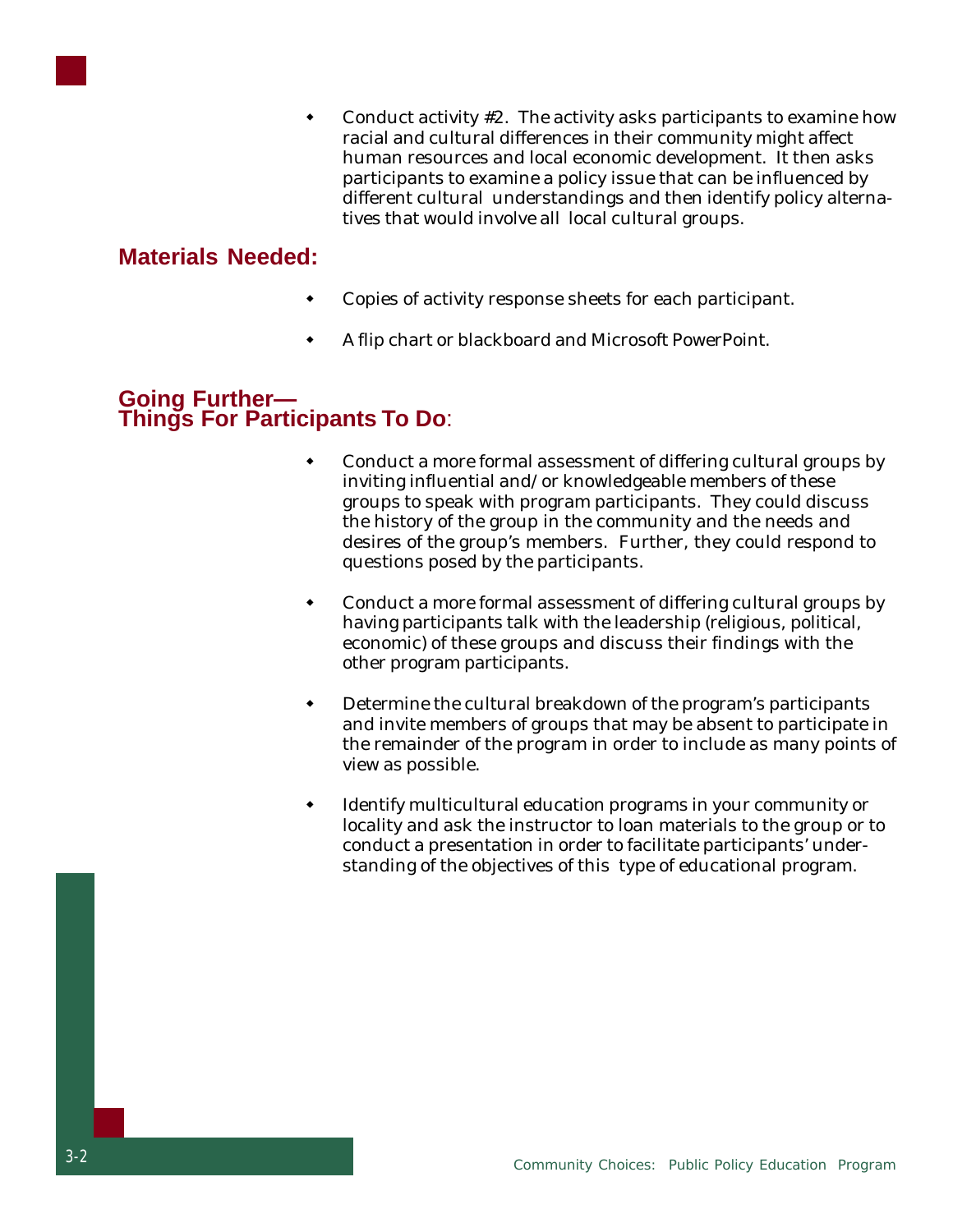- Conduct activity #2. The activity asks participants to examine how racial and cultural differences in their community might affect human resources and local economic development. It then asks participants to examine a policy issue that can be influenced by different cultural understandings and then identify policy alternatives that would involve all local cultural groups.

## Materials Needed:

- Copies of activity response sheets for each participant.
- A flip chart or blackboard and Microsoft PowerPoint.

## Going Further— Things For Participants To Do:

- Conduct a more formal assessment of differing cultural groups by inviting influential and/or knowledgeable members of these groups to speak with program participants. They could discuss the history of the group in the community and the needs and desires of the group's members. Further, they could respond to questions posed by the participants.
- Conduct a more formal assessment of differing cultural groups by having participants talk with the leadership (religious, political, economic) of these groups and discuss their findings with the other program participants.
- Determine the cultural breakdown of the program's participants and invite members of groups that may be absent to participate in the remainder of the program in order to include as many points of view as possible.
- Identify multicultural education programs in your community or locality and ask the instructor to loan materials to the group or to conduct a presentation in order to facilitate participants' understanding of the objectives of this type of educational program.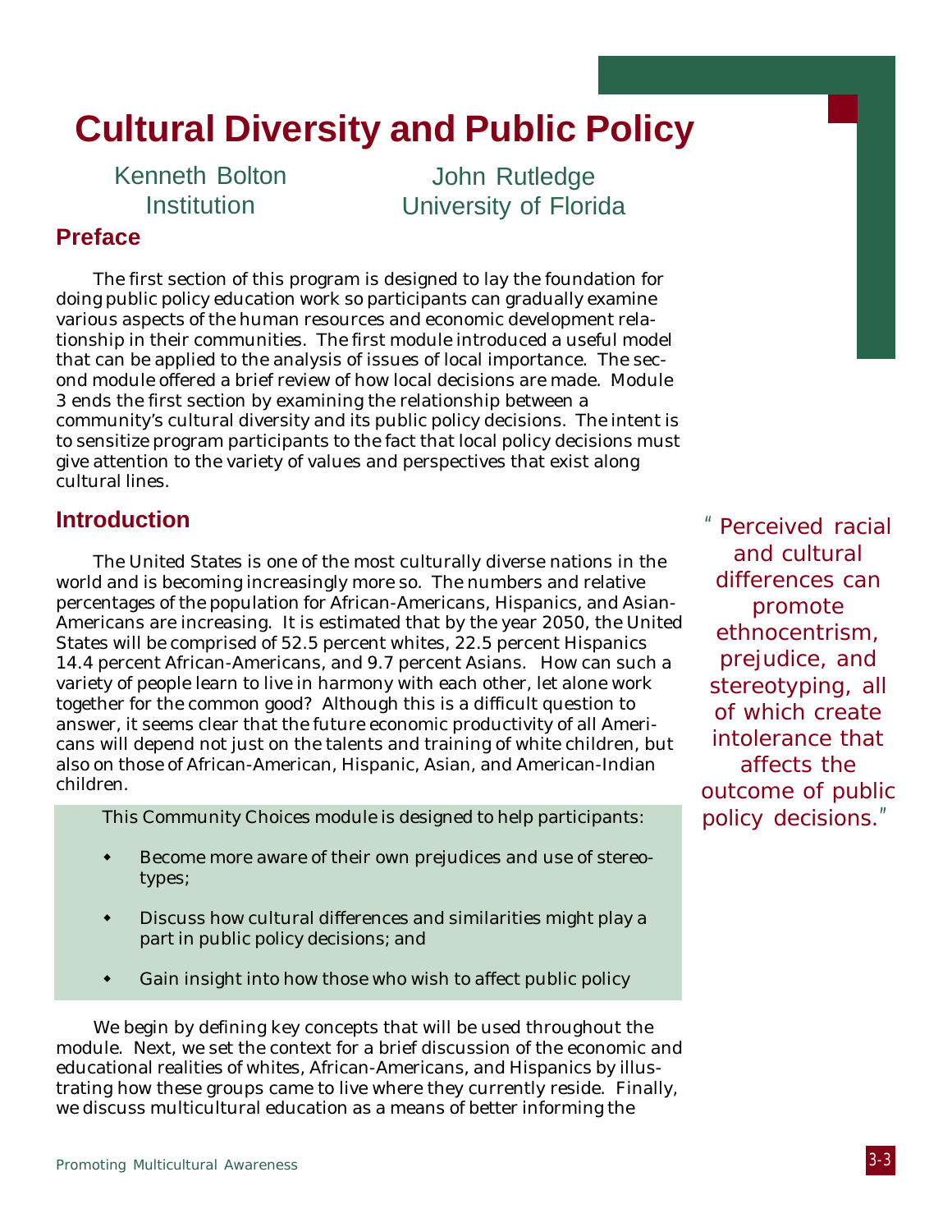# Cultural Diversity and Public Policy

Kenneth Bolton
Institution

John Rutledge
University of Florida

## Preface

The first section of this program is designed to lay the foundation for doing public policy education work so participants can gradually examine various aspects of the human resources and economic development relationship in their communities. The first module introduced a useful model that can be applied to the analysis of issues of local importance. The second module offered a brief review of how local decisions are made. Module 3 ends the first section by examining the relationship between a community's cultural diversity and its public policy decisions. The intent is to sensitize program participants to the fact that local policy decisions must give attention to the variety of values and perspectives that exist along cultural lines.

## Introduction

The United States is one of the most culturally diverse nations in the world and is becoming increasingly more so. The numbers and relative percentages of the population for African-Americans, Hispanics, and Asian-Americans are increasing. It is estimated that by the year 2050, the United States will be comprised of 52.5 percent whites, 22.5 percent Hispanics 14.4 percent African-Americans, and 9.7 percent Asians. How can such a variety of people learn to live in harmony with each other, let alone work together for the common good? Although this is a difficult question to answer, it seems clear that the future economic productivity of all Americans will depend not just on the talents and training of white children, but also on those of African-American, Hispanic, Asian, and American-Indian children.

> "Perceived racial and cultural differences can promote ethnocentrism, prejudice, and stereotyping, all of which create intolerance that affects the outcome of public policy decisions."

This Community Choices module is designed to help participants:

- Become more aware of their own prejudices and use of stereotypes;
- Discuss how cultural differences and similarities might play a part in public policy decisions; and
- Gain insight into how those who wish to affect public policy

We begin by defining key concepts that will be used throughout the module. Next, we set the context for a brief discussion of the economic and educational realities of whites, African-Americans, and Hispanics by illustrating how these groups came to live where they currently reside. Finally, we discuss multicultural education as a means of better informing the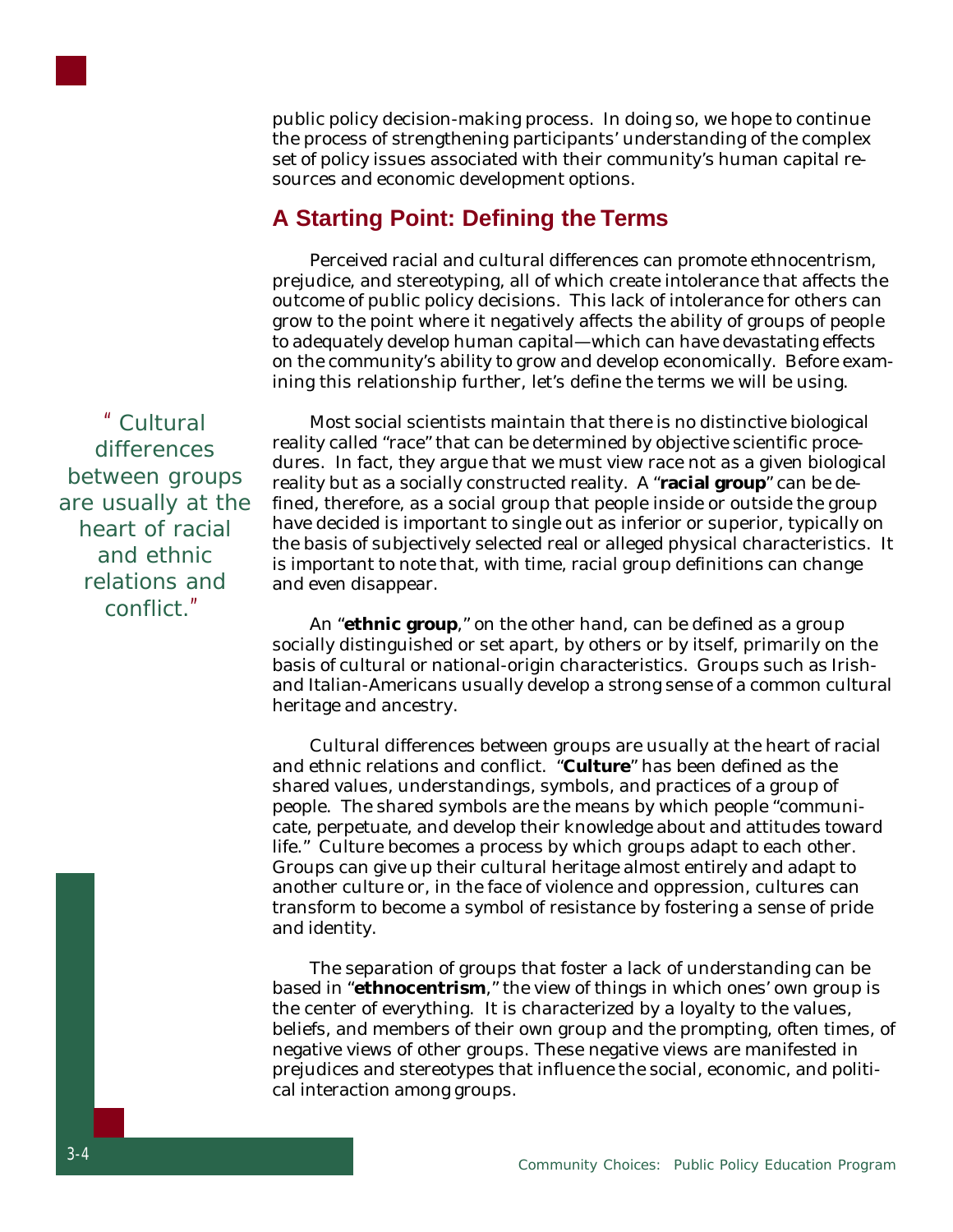public policy decision-making process. In doing so, we hope to continue the process of strengthening participants' understanding of the complex set of policy issues associated with their community's human capital resources and economic development options.

## A Starting Point: Defining the Terms

Perceived racial and cultural differences can promote ethnocentrism, prejudice, and stereotyping, all of which create intolerance that affects the outcome of public policy decisions. This lack of intolerance for others can grow to the point where it negatively affects the ability of groups of people to adequately develop human capital—which can have devastating effects on the community's ability to grow and develop economically. Before examining this relationship further, let's define the terms we will be using.

> "Cultural differences between groups are usually at the heart of racial and ethnic relations and conflict."

Most social scientists maintain that there is no distinctive biological reality called "race" that can be determined by objective scientific procedures. In fact, they argue that we must view race not as a given biological reality but as a socially constructed reality. A "**racial group**" can be defined, therefore, as a social group that people inside or outside the group have decided is important to single out as inferior or superior, typically on the basis of subjectively selected real or alleged physical characteristics. It is important to note that, with time, racial group definitions can change and even disappear.

An "**ethnic group**," on the other hand, can be defined as a group socially distinguished or set apart, by others or by itself, primarily on the basis of cultural or national-origin characteristics. Groups such as Irish- and Italian-Americans usually develop a strong sense of a common cultural heritage and ancestry.

Cultural differences between groups are usually at the heart of racial and ethnic relations and conflict. "**Culture**" has been defined as the shared values, understandings, symbols, and practices of a group of people. The shared symbols are the means by which people "communicate, perpetuate, and develop their knowledge about and attitudes toward life." Culture becomes a process by which groups adapt to each other. Groups can give up their cultural heritage almost entirely and adapt to another culture or, in the face of violence and oppression, cultures can transform to become a symbol of resistance by fostering a sense of pride and identity.

The separation of groups that foster a lack of understanding can be based in "**ethnocentrism**," the view of things in which ones' own group is the center of everything. It is characterized by a loyalty to the values, beliefs, and members of their own group and the prompting, often times, of negative views of other groups. These negative views are manifested in prejudices and stereotypes that influence the social, economic, and political interaction among groups.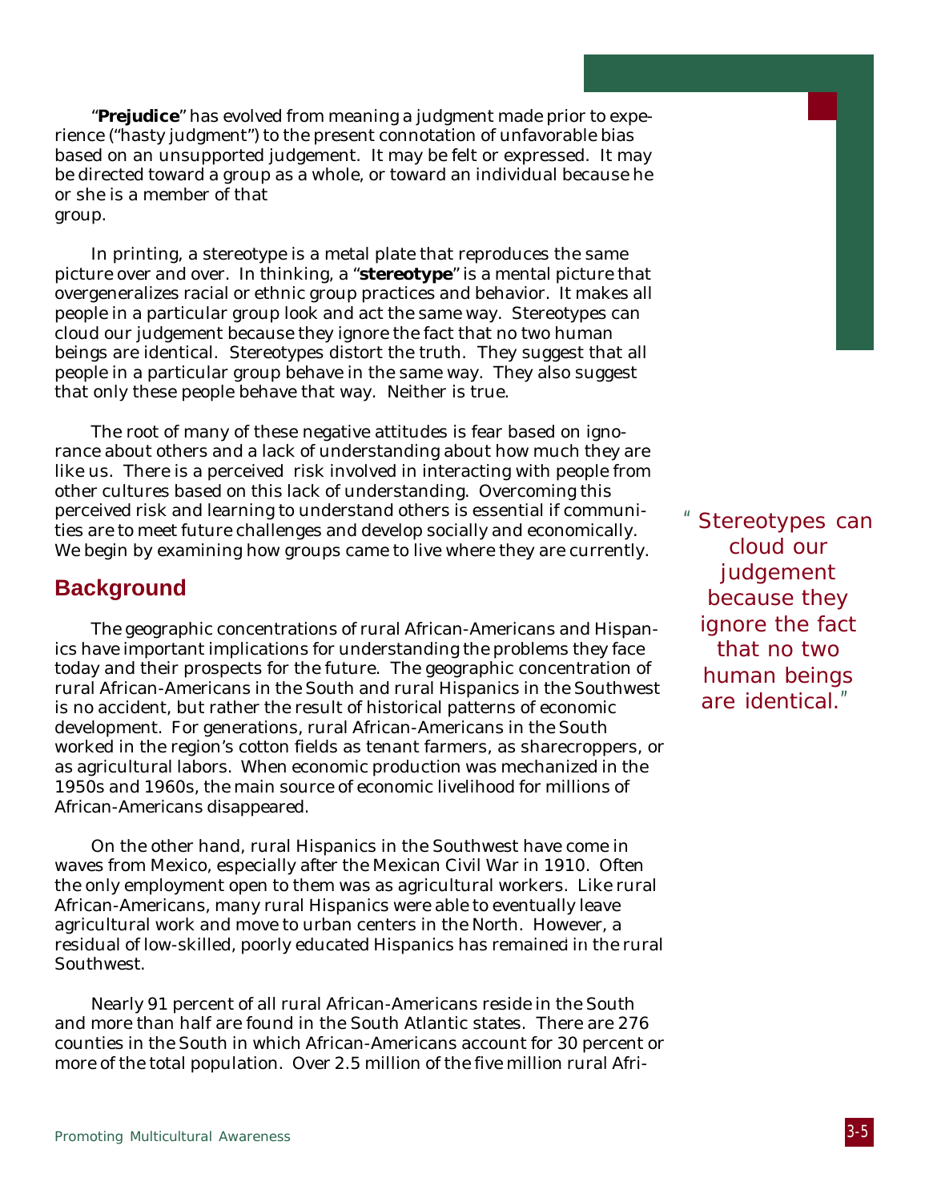"**Prejudice**" has evolved from meaning a judgment made prior to experience ("hasty judgment") to the present connotation of unfavorable bias based on an unsupported judgement. It may be felt or expressed. It may be directed toward a group as a whole, or toward an individual because he or she is a member of that group.

In printing, a stereotype is a metal plate that reproduces the same picture over and over. In thinking, a "**stereotype**" is a mental picture that overgeneralizes racial or ethnic group practices and behavior. It makes all people in a particular group look and act the same way. Stereotypes can cloud our judgement because they ignore the fact that no two human beings are identical. Stereotypes distort the truth. They suggest that all people in a particular group behave in the same way. They also suggest that only these people behave that way. Neither is true.

The root of many of these negative attitudes is fear based on ignorance about others and a lack of understanding about how much they are like us. There is a perceived risk involved in interacting with people from other cultures based on this lack of understanding. Overcoming this perceived risk and learning to understand others is essential if communities are to meet future challenges and develop socially and economically. We begin by examining how groups came to live where they are currently.

"Stereotypes can cloud our judgement because they ignore the fact that no two human beings are identical."

## Background

The geographic concentrations of rural African-Americans and Hispanics have important implications for understanding the problems they face today and their prospects for the future. The geographic concentration of rural African-Americans in the South and rural Hispanics in the Southwest is no accident, but rather the result of historical patterns of economic development. For generations, rural African-Americans in the South worked in the region's cotton fields as tenant farmers, as sharecroppers, or as agricultural labors. When economic production was mechanized in the 1950s and 1960s, the main source of economic livelihood for millions of African-Americans disappeared.

On the other hand, rural Hispanics in the Southwest have come in waves from Mexico, especially after the Mexican Civil War in 1910. Often the only employment open to them was as agricultural workers. Like rural African-Americans, many rural Hispanics were able to eventually leave agricultural work and move to urban centers in the North. However, a residual of low-skilled, poorly educated Hispanics has remained in the rural Southwest.

Nearly 91 percent of all rural African-Americans reside in the South and more than half are found in the South Atlantic states. There are 276 counties in the South in which African-Americans account for 30 percent or more of the total population. Over 2.5 million of the five million rural Afri-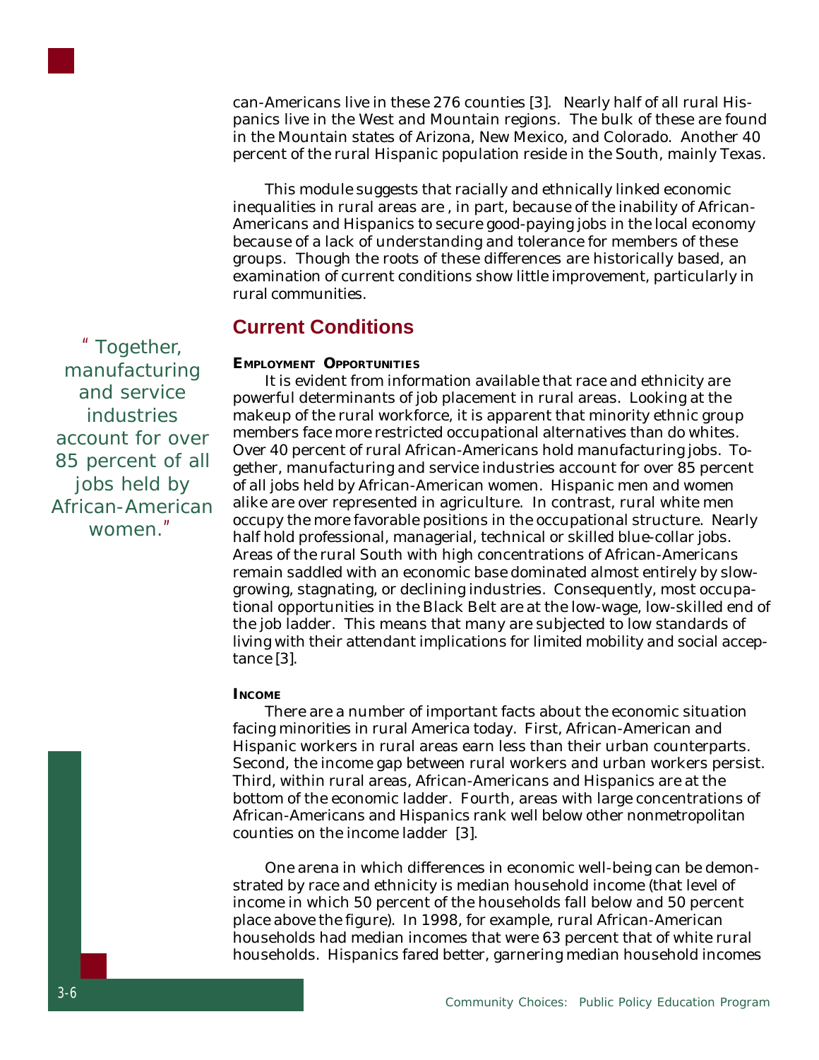can-Americans live in these 276 counties [3]. Nearly half of all rural Hispanics live in the West and Mountain regions. The bulk of these are found in the Mountain states of Arizona, New Mexico, and Colorado. Another 40 percent of the rural Hispanic population reside in the South, mainly Texas.

This module suggests that racially and ethnically linked economic inequalities in rural areas are , in part, because of the inability of African-Americans and Hispanics to secure good-paying jobs in the local economy because of a lack of understanding and tolerance for members of these groups. Though the roots of these differences are historically based, an examination of current conditions show little improvement, particularly in rural communities.

## Current Conditions

> " Together, manufacturing and service industries account for over 85 percent of all jobs held by African-American women."

**EMPLOYMENT OPPORTUNITIES**

It is evident from information available that race and ethnicity are powerful determinants of job placement in rural areas. Looking at the makeup of the rural workforce, it is apparent that minority ethnic group members face more restricted occupational alternatives than do whites. Over 40 percent of rural African-Americans hold manufacturing jobs. Together, manufacturing and service industries account for over 85 percent of all jobs held by African-American women. Hispanic men and women alike are over represented in agriculture. In contrast, rural white men occupy the more favorable positions in the occupational structure. Nearly half hold professional, managerial, technical or skilled blue-collar jobs. Areas of the rural South with high concentrations of African-Americans remain saddled with an economic base dominated almost entirely by slow-growing, stagnating, or declining industries. Consequently, most occupational opportunities in the Black Belt are at the low-wage, low-skilled end of the job ladder. This means that many are subjected to low standards of living with their attendant implications for limited mobility and social acceptance [3].

**INCOME**

There are a number of important facts about the economic situation facing minorities in rural America today. First, African-American and Hispanic workers in rural areas earn less than their urban counterparts. Second, the income gap between rural workers and urban workers persist. Third, within rural areas, African-Americans and Hispanics are at the bottom of the economic ladder. Fourth, areas with large concentrations of African-Americans and Hispanics rank well below other nonmetropolitan counties on the income ladder [3].

One arena in which differences in economic well-being can be demonstrated by race and ethnicity is median household income (that level of income in which 50 percent of the households fall below and 50 percent place above the figure). In 1998, for example, rural African-American households had median incomes that were 63 percent that of white rural households. Hispanics fared better, garnering median household incomes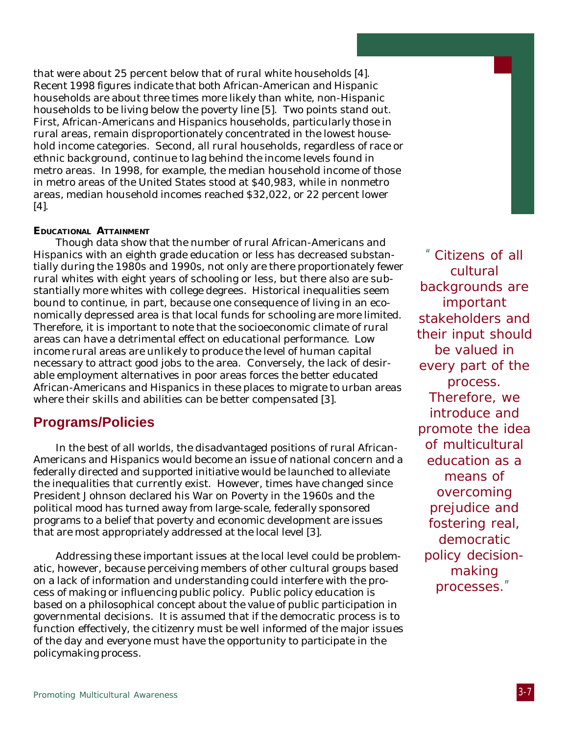that were about 25 percent below that of rural white households [4]. Recent 1998 figures indicate that both African-American and Hispanic households are about three times more likely than white, non-Hispanic households to be living below the poverty line [5]. Two points stand out. First, African-Americans and Hispanics households, particularly those in rural areas, remain disproportionately concentrated in the lowest household income categories. Second, all rural households, regardless of race or ethnic background, continue to lag behind the income levels found in metro areas. In 1998, for example, the median household income of those in metro areas of the United States stood at $40,983, while in nonmetro areas, median household incomes reached $32,022, or 22 percent lower [4].

**EDUCATIONAL ATTAINMENT**

Though data show that the number of rural African-Americans and Hispanics with an eighth grade education or less has decreased substantially during the 1980s and 1990s, not only are there proportionately fewer rural whites with eight years of schooling or less, but there also are substantially more whites with college degrees. Historical inequalities seem bound to continue, in part, because one consequence of living in an economically depressed area is that local funds for schooling are more limited. Therefore, it is important to note that the socioeconomic climate of rural areas can have a detrimental effect on educational performance. Low income rural areas are unlikely to produce the level of human capital necessary to attract good jobs to the area. Conversely, the lack of desirable employment alternatives in poor areas forces the better educated African-Americans and Hispanics in these places to migrate to urban areas where their skills and abilities can be better compensated [3].

> "Citizens of all cultural backgrounds are important stakeholders and their input should be valued in every part of the process. Therefore, we introduce and promote the idea of multicultural education as a means of overcoming prejudice and fostering real, democratic policy decision-making processes."

## Programs/Policies

In the best of all worlds, the disadvantaged positions of rural African-Americans and Hispanics would become an issue of national concern and a federally directed and supported initiative would be launched to alleviate the inequalities that currently exist. However, times have changed since President Johnson declared his War on Poverty in the 1960s and the political mood has turned away from large-scale, federally sponsored programs to a belief that poverty and economic development are issues that are most appropriately addressed at the local level [3].

Addressing these important issues at the local level could be problematic, however, because perceiving members of other cultural groups based on a lack of information and understanding could interfere with the process of making or influencing public policy. Public policy education is based on a philosophical concept about the value of public participation in governmental decisions. It is assumed that if the democratic process is to function effectively, the citizenry must be well informed of the major issues of the day and everyone must have the opportunity to participate in the policymaking process.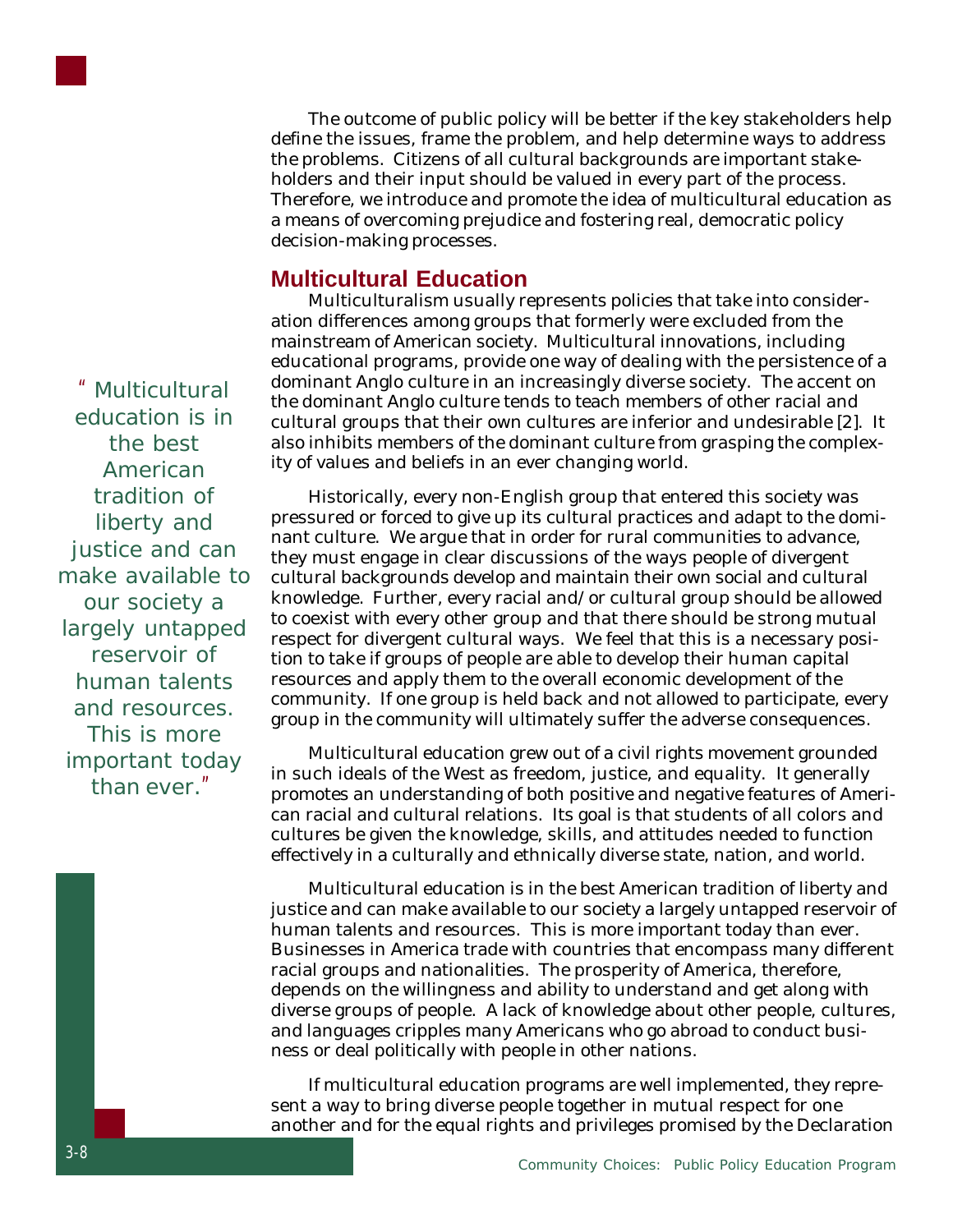The outcome of public policy will be better if the key stakeholders help define the issues, frame the problem, and help determine ways to address the problems. Citizens of all cultural backgrounds are important stakeholders and their input should be valued in every part of the process. Therefore, we introduce and promote the idea of multicultural education as a means of overcoming prejudice and fostering real, democratic policy decision-making processes.

## Multicultural Education

Multiculturalism usually represents policies that take into consideration differences among groups that formerly were excluded from the mainstream of American society. Multicultural innovations, including educational programs, provide one way of dealing with the persistence of a dominant Anglo culture in an increasingly diverse society. The accent on the dominant Anglo culture tends to teach members of other racial and cultural groups that their own cultures are inferior and undesirable [2]. It also inhibits members of the dominant culture from grasping the complexity of values and beliefs in an ever changing world.

*"Multicultural education is in the best American tradition of liberty and justice and can make available to our society a largely untapped reservoir of human talents and resources. This is more important today than ever."*

Historically, every non-English group that entered this society was pressured or forced to give up its cultural practices and adapt to the dominant culture. We argue that in order for rural communities to advance, they must engage in clear discussions of the ways people of divergent cultural backgrounds develop and maintain their own social and cultural knowledge. Further, every racial and/or cultural group should be allowed to coexist with every other group and that there should be strong mutual respect for divergent cultural ways. We feel that this is a necessary position to take if groups of people are able to develop their human capital resources and apply them to the overall economic development of the community. If one group is held back and not allowed to participate, every group in the community will ultimately suffer the adverse consequences.

Multicultural education grew out of a civil rights movement grounded in such ideals of the West as freedom, justice, and equality. It generally promotes an understanding of both positive and negative features of American racial and cultural relations. Its goal is that students of all colors and cultures be given the knowledge, skills, and attitudes needed to function effectively in a culturally and ethnically diverse state, nation, and world.

Multicultural education is in the best American tradition of liberty and justice and can make available to our society a largely untapped reservoir of human talents and resources. This is more important today than ever. Businesses in America trade with countries that encompass many different racial groups and nationalities. The prosperity of America, therefore, depends on the willingness and ability to understand and get along with diverse groups of people. A lack of knowledge about other people, cultures, and languages cripples many Americans who go abroad to conduct business or deal politically with people in other nations.

If multicultural education programs are well implemented, they represent a way to bring diverse people together in mutual respect for one another and for the equal rights and privileges promised by the Declaration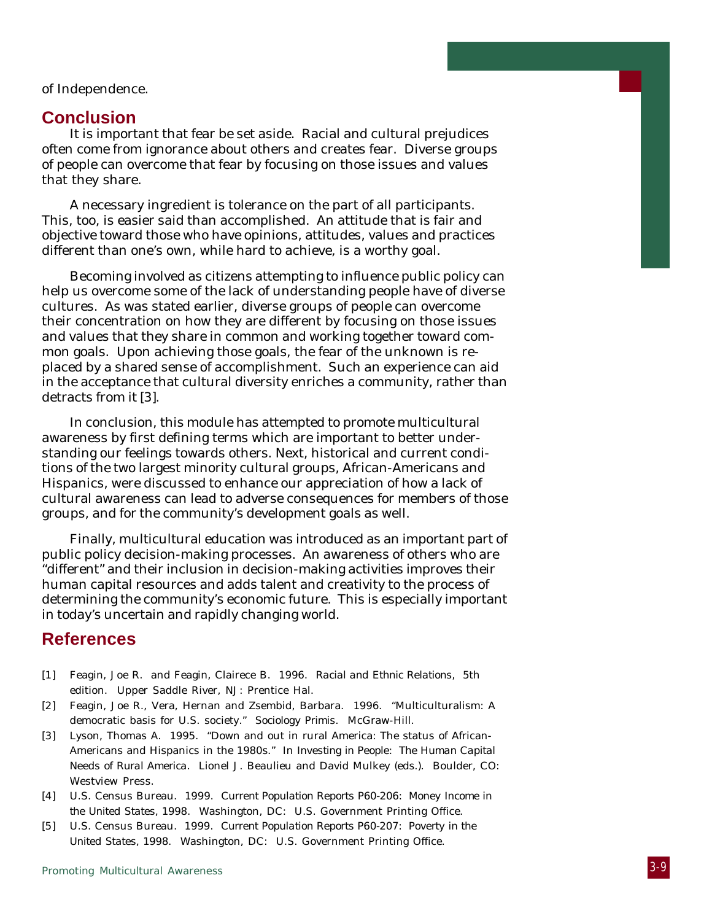of Independence.

## Conclusion

It is important that fear be set aside. Racial and cultural prejudices often come from ignorance about others and creates fear. Diverse groups of people can overcome that fear by focusing on those issues and values that they share.

A necessary ingredient is tolerance on the part of all participants. This, too, is easier said than accomplished. An attitude that is fair and objective toward those who have opinions, attitudes, values and practices different than one's own, while hard to achieve, is a worthy goal.

Becoming involved as citizens attempting to influence public policy can help us overcome some of the lack of understanding people have of diverse cultures. As was stated earlier, diverse groups of people can overcome their concentration on how they are different by focusing on those issues and values that they share in common and working together toward common goals. Upon achieving those goals, the fear of the unknown is replaced by a shared sense of accomplishment. Such an experience can aid in the acceptance that cultural diversity enriches a community, rather than detracts from it [3].

In conclusion, this module has attempted to promote multicultural awareness by first defining terms which are important to better understanding our feelings towards others. Next, historical and current conditions of the two largest minority cultural groups, African-Americans and Hispanics, were discussed to enhance our appreciation of how a lack of cultural awareness can lead to adverse consequences for members of those groups, and for the community's development goals as well.

Finally, multicultural education was introduced as an important part of public policy decision-making processes. An awareness of others who are "different" and their inclusion in decision-making activities improves their human capital resources and adds talent and creativity to the process of determining the community's economic future. This is especially important in today's uncertain and rapidly changing world.

## References

[1] Feagin, Joe R. and Feagin, Clairece B. 1996. *Racial and Ethnic Relations*, 5th edition. Upper Saddle River, NJ: Prentice Hal.

[2] Feagin, Joe R., Vera, Hernan and Zsembid, Barbara. 1996. "Multiculturalism: A democratic basis for U.S. society." *Sociology Primis*. McGraw-Hill.

[3] Lyson, Thomas A. 1995. "Down and out in rural America: The status of African-Americans and Hispanics in the 1980s." In *Investing in People: The Human Capital Needs of Rural America*. Lionel J. Beaulieu and David Mulkey (eds.). Boulder, CO: Westview Press.

[4] U.S. Census Bureau. 1999. *Current Population Reports P60-206: Money Income in the United States, 1998*. Washington, DC: U.S. Government Printing Office.

[5] U.S. Census Bureau. 1999. *Current Population Reports P60-207: Poverty in the United States, 1998*. Washington, DC: U.S. Government Printing Office.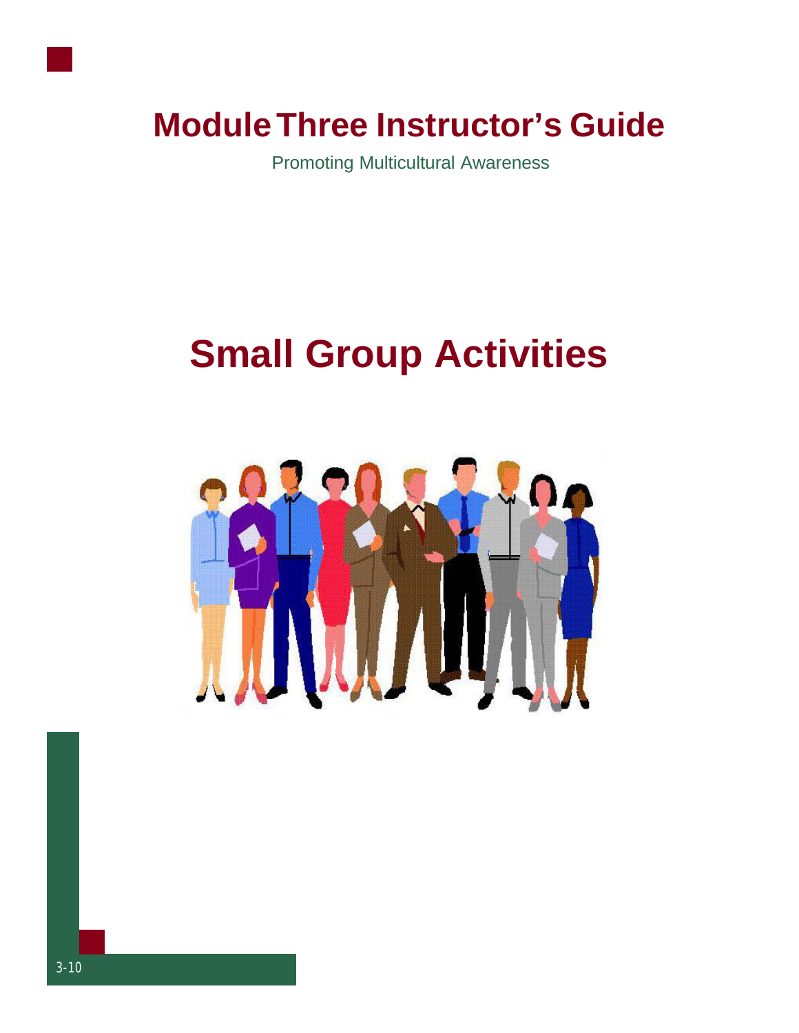# Module Three Instructor's Guide

Promoting Multicultural Awareness

# Small Group Activities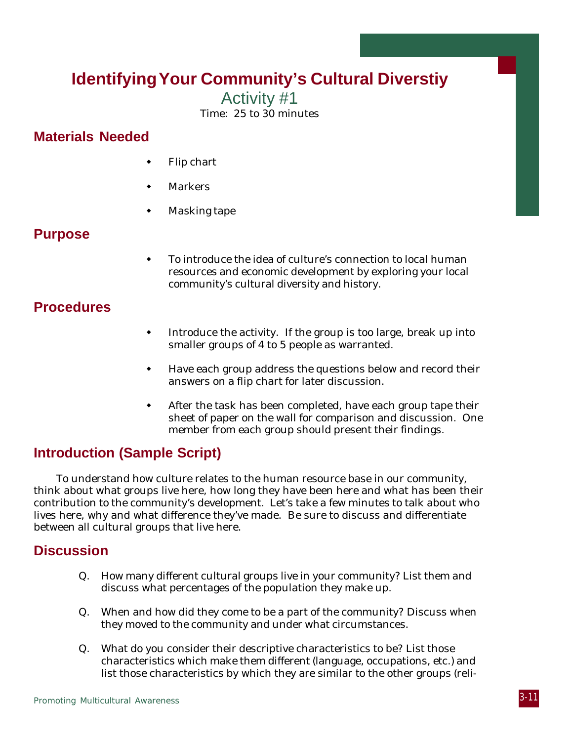# Identifying Your Community's Cultural Diverstiy

## Activity #1

Time: 25 to 30 minutes

## Materials Needed

- Flip chart
- Markers
- Masking tape

## Purpose

- To introduce the idea of culture's connection to local human resources and economic development by exploring your local community's cultural diversity and history.

## Procedures

- Introduce the activity. If the group is too large, break up into smaller groups of 4 to 5 people as warranted.
- Have each group address the questions below and record their answers on a flip chart for later discussion.
- After the task has been completed, have each group tape their sheet of paper on the wall for comparison and discussion. One member from each group should present their findings.

## Introduction (Sample Script)

To understand how culture relates to the human resource base in our community, think about what groups live here, how long they have been here and what has been their contribution to the community's development. Let's take a few minutes to talk about who lives here, why and what difference they've made. Be sure to discuss and differentiate between all cultural groups that live here.

## Discussion

Q. How many different cultural groups live in your community? List them and discuss what percentages of the population they make up.

Q. When and how did they come to be a part of the community? Discuss when they moved to the community and under what circumstances.

Q. What do you consider their descriptive characteristics to be? List those characteristics which make them different (language, occupations, etc.) and list those characteristics by which they are similar to the other groups (reli-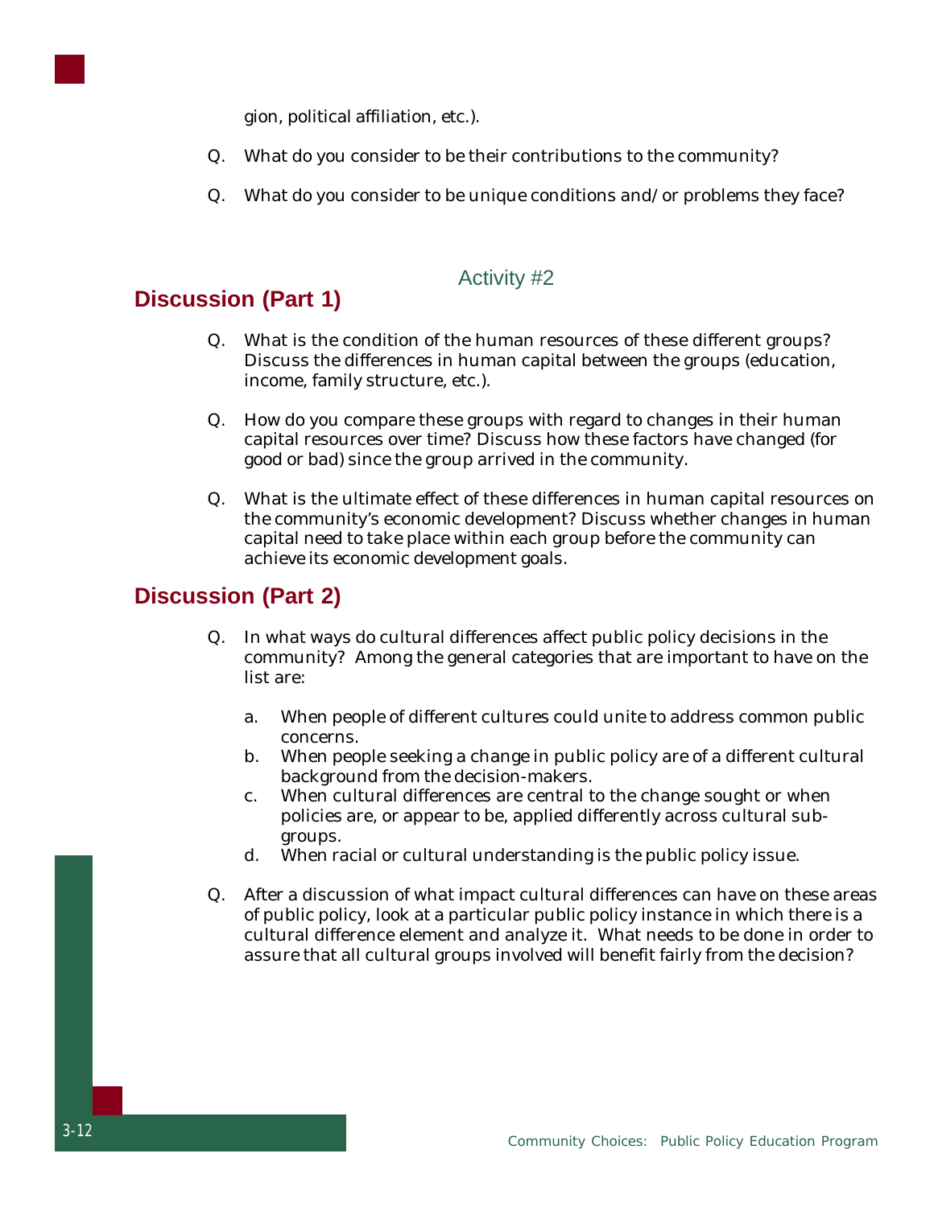gion, political affiliation, etc.).

Q. What do you consider to be their contributions to the community?

Q. What do you consider to be unique conditions and/or problems they face?

### Activity #2

## Discussion (Part 1)

Q. What is the condition of the human resources of these different groups? Discuss the differences in human capital between the groups (education, income, family structure, etc.).

Q. How do you compare these groups with regard to changes in their human capital resources over time? Discuss how these factors have changed (for good or bad) since the group arrived in the community.

Q. What is the ultimate effect of these differences in human capital resources on the community's economic development? Discuss whether changes in human capital need to take place within each group before the community can achieve its economic development goals.

## Discussion (Part 2)

Q. In what ways do cultural differences affect public policy decisions in the community? Among the general categories that are important to have on the list are:

a. When people of different cultures could unite to address common public concerns.
b. When people seeking a change in public policy are of a different cultural background from the decision-makers.
c. When cultural differences are central to the change sought or when policies are, or appear to be, applied differently across cultural sub-groups.
d. When racial or cultural understanding is the public policy issue.

Q. After a discussion of what impact cultural differences can have on these areas of public policy, look at a particular public policy instance in which there is a cultural difference element and analyze it. What needs to be done in order to assure that all cultural groups involved will benefit fairly from the decision?